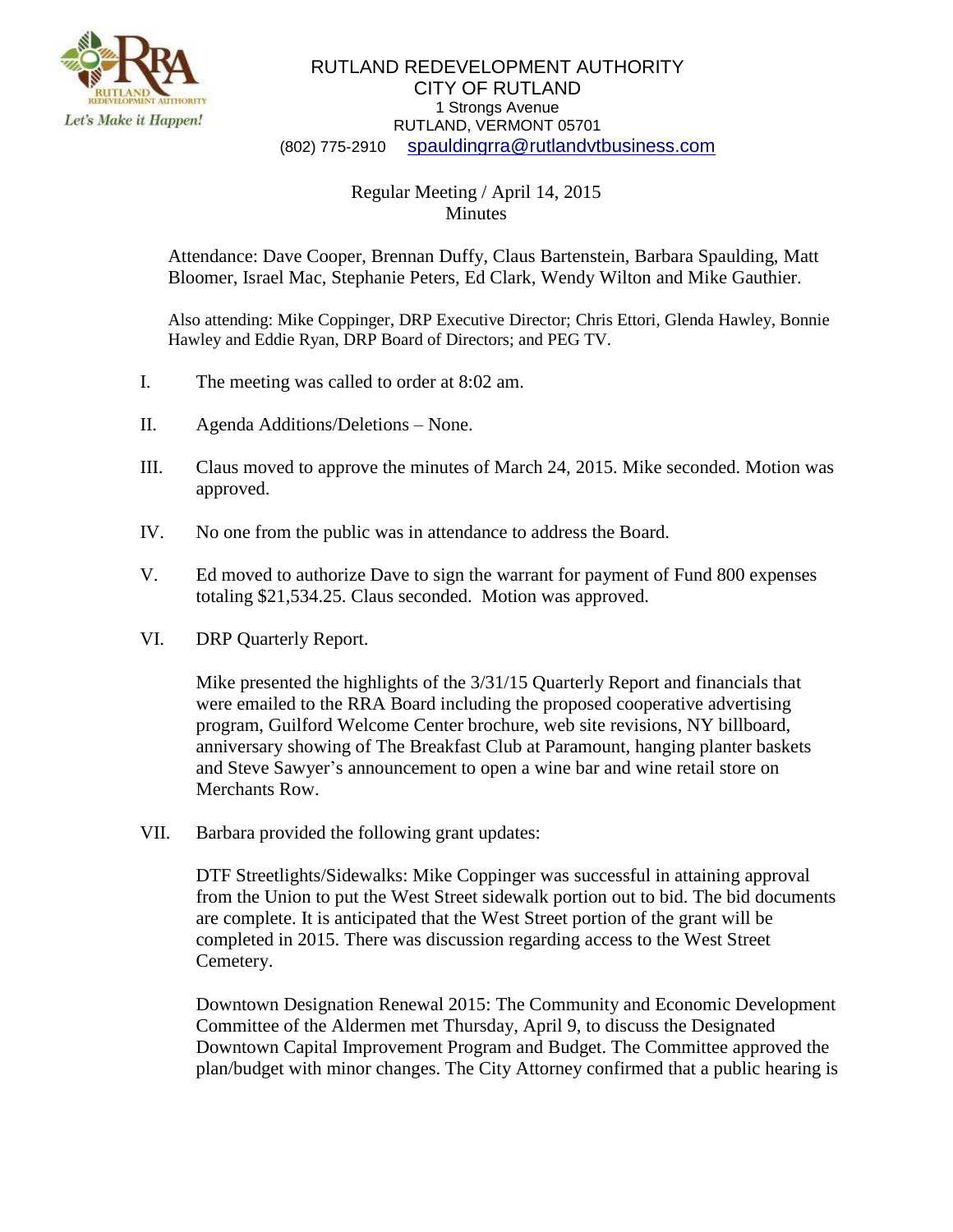RUTLAND REDEVELOPMENT AUTHORITY
CITY OF RUTLAND
1 Strongs Avenue
RUTLAND, VERMONT 05701
(802) 775-2910 spauldingrra@rutlandvtbusiness.com

Regular Meeting / April 14, 2015
Minutes

Attendance: Dave Cooper, Brennan Duffy, Claus Bartenstein, Barbara Spaulding, Matt Bloomer, Israel Mac, Stephanie Peters, Ed Clark, Wendy Wilton and Mike Gauthier.

Also attending: Mike Coppinger, DRP Executive Director; Chris Ettori, Glenda Hawley, Bonnie Hawley and Eddie Ryan, DRP Board of Directors; and PEG TV.

I. The meeting was called to order at 8:02 am.

II. Agenda Additions/Deletions – None.

III. Claus moved to approve the minutes of March 24, 2015. Mike seconded. Motion was approved.

IV. No one from the public was in attendance to address the Board.

V. Ed moved to authorize Dave to sign the warrant for payment of Fund 800 expenses totaling $21,534.25. Claus seconded. Motion was approved.

VI. DRP Quarterly Report.

Mike presented the highlights of the 3/31/15 Quarterly Report and financials that were emailed to the RRA Board including the proposed cooperative advertising program, Guilford Welcome Center brochure, web site revisions, NY billboard, anniversary showing of The Breakfast Club at Paramount, hanging planter baskets and Steve Sawyer's announcement to open a wine bar and wine retail store on Merchants Row.

VII. Barbara provided the following grant updates:

DTF Streetlights/Sidewalks: Mike Coppinger was successful in attaining approval from the Union to put the West Street sidewalk portion out to bid. The bid documents are complete. It is anticipated that the West Street portion of the grant will be completed in 2015. There was discussion regarding access to the West Street Cemetery.

Downtown Designation Renewal 2015: The Community and Economic Development Committee of the Aldermen met Thursday, April 9, to discuss the Designated Downtown Capital Improvement Program and Budget. The Committee approved the plan/budget with minor changes. The City Attorney confirmed that a public hearing is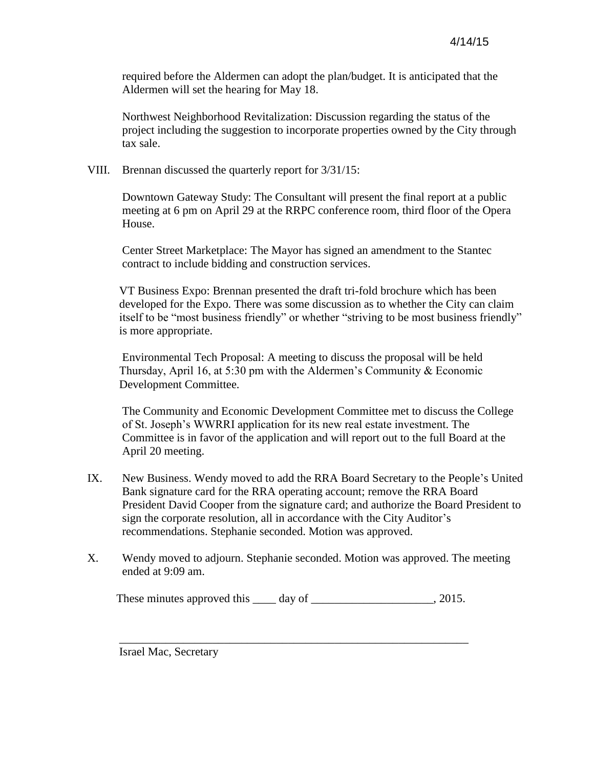required before the Aldermen can adopt the plan/budget. It is anticipated that the Aldermen will set the hearing for May 18.

Northwest Neighborhood Revitalization: Discussion regarding the status of the project including the suggestion to incorporate properties owned by the City through tax sale.

VIII. Brennan discussed the quarterly report for 3/31/15:

Downtown Gateway Study: The Consultant will present the final report at a public meeting at 6 pm on April 29 at the RRPC conference room, third floor of the Opera House.

Center Street Marketplace: The Mayor has signed an amendment to the Stantec contract to include bidding and construction services.

VT Business Expo: Brennan presented the draft tri-fold brochure which has been developed for the Expo. There was some discussion as to whether the City can claim itself to be "most business friendly" or whether "striving to be most business friendly" is more appropriate.

Environmental Tech Proposal: A meeting to discuss the proposal will be held Thursday, April 16, at 5:30 pm with the Aldermen's Community & Economic Development Committee.

The Community and Economic Development Committee met to discuss the College of St. Joseph's WWRRI application for its new real estate investment. The Committee is in favor of the application and will report out to the full Board at the April 20 meeting.

IX. New Business. Wendy moved to add the RRA Board Secretary to the People's United Bank signature card for the RRA operating account; remove the RRA Board President David Cooper from the signature card; and authorize the Board President to sign the corporate resolution, all in accordance with the City Auditor's recommendations. Stephanie seconded. Motion was approved.

X. Wendy moved to adjourn. Stephanie seconded. Motion was approved. The meeting ended at 9:09 am.

These minutes approved this ____ day of ____________________, 2015.

___________________________________________________________

Israel Mac, Secretary